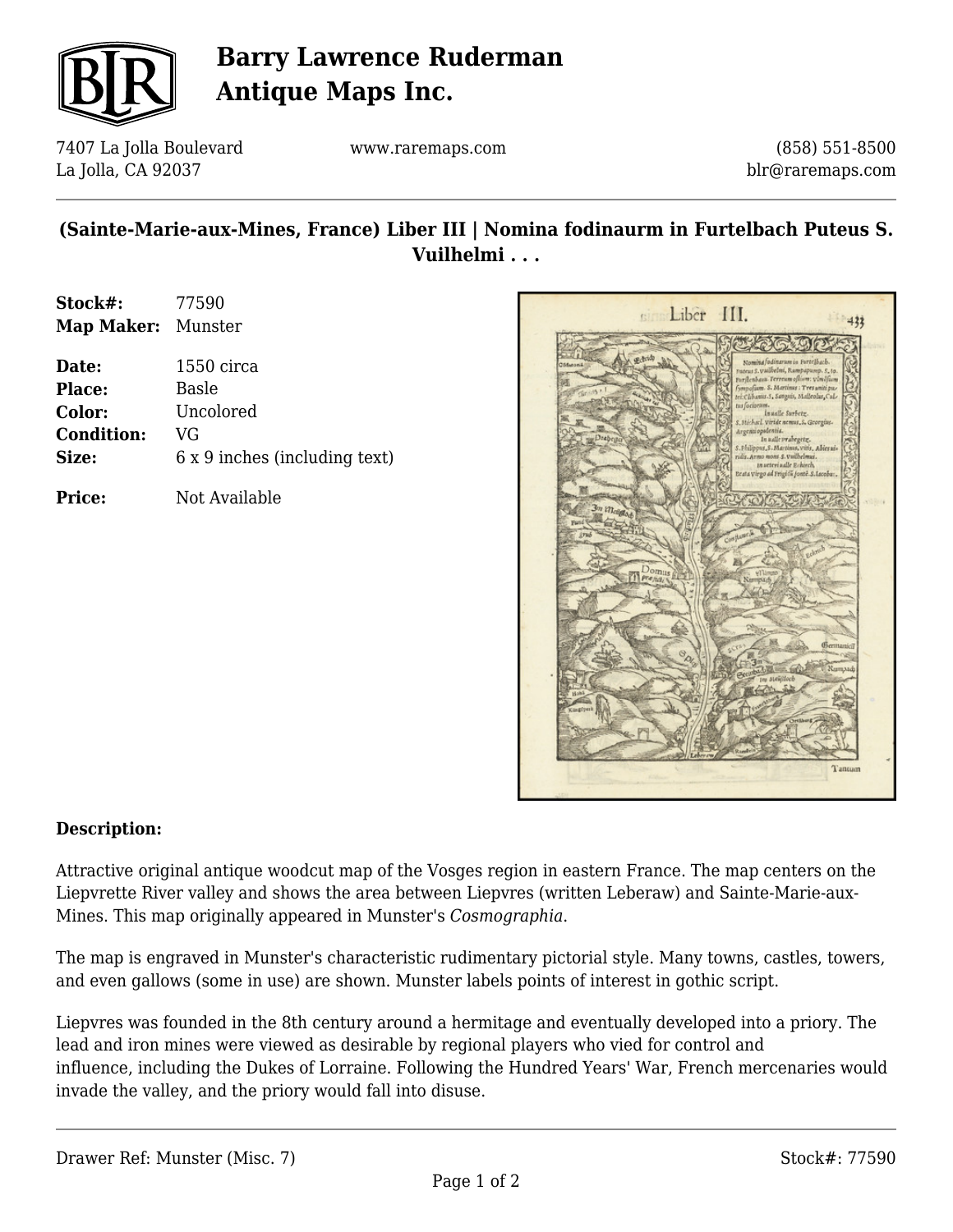# Barry Lawrence Ruderman Antique Maps Inc.

7407 La Jolla Boulevard
La Jolla, CA 92037

www.raremaps.com

(858) 551-8500
blr@raremaps.com

## (Sainte-Marie-aux-Mines, France) Liber III | Nomina fodinaurm in Furtelbach Puteus S. Vuilhelmi . . .

**Stock#:** 77590
**Map Maker:** Munster

**Date:** 1550 circa
**Place:** Basle
**Color:** Uncolored
**Condition:** VG
**Size:** 6 x 9 inches (including text)

**Price:** Not Available

**Description:**

Attractive original antique woodcut map of the Vosges region in eastern France. The map centers on the Liepvrette River valley and shows the area between Liepvres (written Leberaw) and Sainte-Marie-aux-Mines. This map originally appeared in Munster's *Cosmographia*.

The map is engraved in Munster's characteristic rudimentary pictorial style. Many towns, castles, towers, and even gallows (some in use) are shown. Munster labels points of interest in gothic script.

Liepvres was founded in the 8th century around a hermitage and eventually developed into a priory. The lead and iron mines were viewed as desirable by regional players who vied for control and influence, including the Dukes of Lorraine. Following the Hundred Years' War, French mercenaries would invade the valley, and the priory would fall into disuse.

Drawer Ref: Munster (Misc. 7)

Stock#: 77590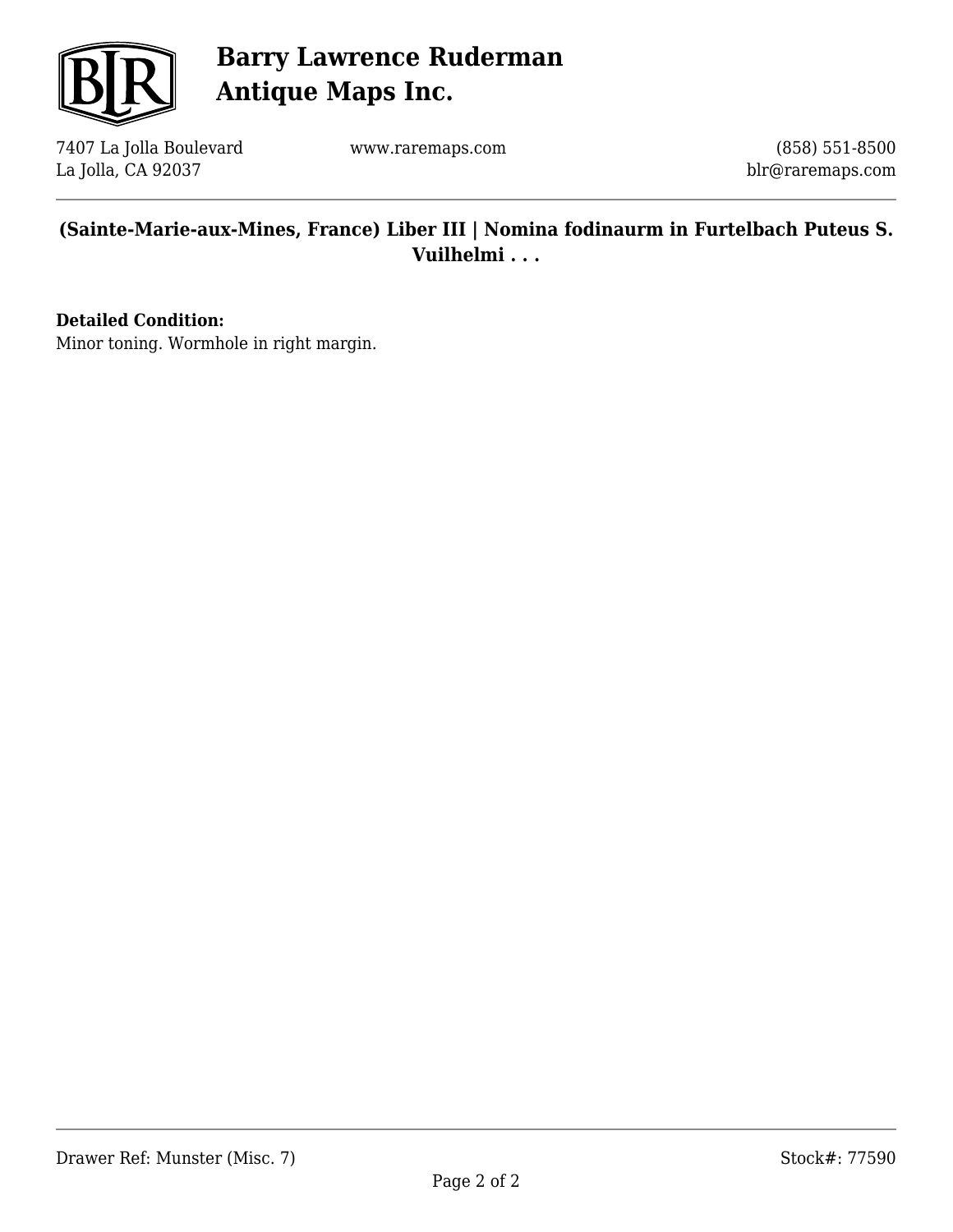**(Sainte-Marie-aux-Mines, France) Liber III | Nomina fodinaurm in Furtelbach Puteus S. Vuilhelmi . . .**

**Detailed Condition:**
Minor toning. Wormhole in right margin.